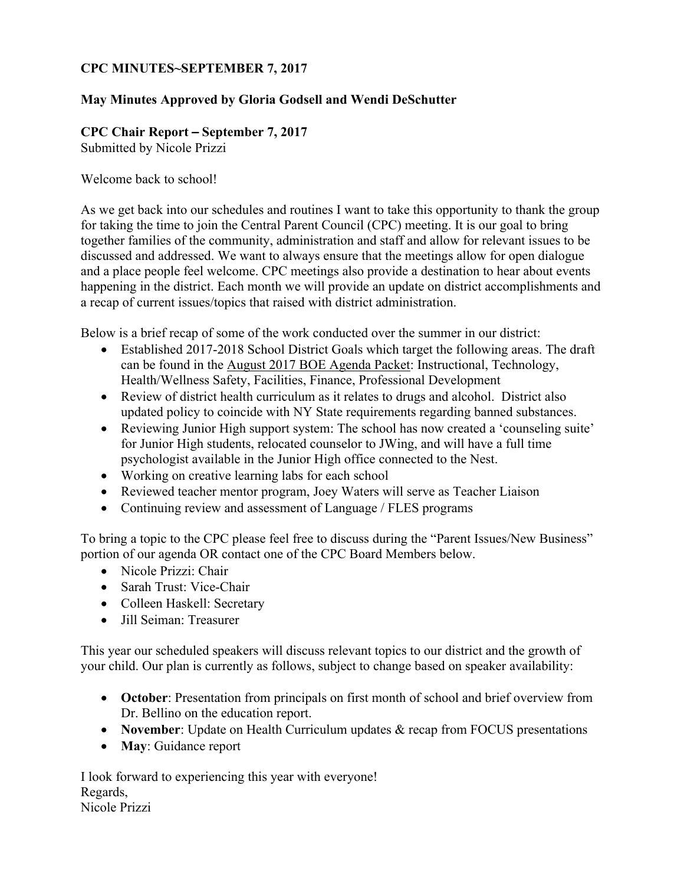**CPC MINUTES~SEPTEMBER 7, 2017**

**May Minutes Approved by Gloria Godsell and Wendi DeSchutter**

**CPC Chair Report – September 7, 2017**
Submitted by Nicole Prizzi

Welcome back to school!

As we get back into our schedules and routines I want to take this opportunity to thank the group for taking the time to join the Central Parent Council (CPC) meeting. It is our goal to bring together families of the community, administration and staff and allow for relevant issues to be discussed and addressed. We want to always ensure that the meetings allow for open dialogue and a place people feel welcome. CPC meetings also provide a destination to hear about events happening in the district. Each month we will provide an update on district accomplishments and a recap of current issues/topics that raised with district administration.

Below is a brief recap of some of the work conducted over the summer in our district:

- Established 2017-2018 School District Goals which target the following areas. The draft can be found in the August 2017 BOE Agenda Packet: Instructional, Technology, Health/Wellness Safety, Facilities, Finance, Professional Development
- Review of district health curriculum as it relates to drugs and alcohol. District also updated policy to coincide with NY State requirements regarding banned substances.
- Reviewing Junior High support system: The school has now created a 'counseling suite' for Junior High students, relocated counselor to JWing, and will have a full time psychologist available in the Junior High office connected to the Nest.
- Working on creative learning labs for each school
- Reviewed teacher mentor program, Joey Waters will serve as Teacher Liaison
- Continuing review and assessment of Language / FLES programs

To bring a topic to the CPC please feel free to discuss during the "Parent Issues/New Business" portion of our agenda OR contact one of the CPC Board Members below.

- Nicole Prizzi: Chair
- Sarah Trust: Vice-Chair
- Colleen Haskell: Secretary
- Jill Seiman: Treasurer

This year our scheduled speakers will discuss relevant topics to our district and the growth of your child. Our plan is currently as follows, subject to change based on speaker availability:

- **October**: Presentation from principals on first month of school and brief overview from Dr. Bellino on the education report.
- **November**: Update on Health Curriculum updates & recap from FOCUS presentations
- **May**: Guidance report

I look forward to experiencing this year with everyone!
Regards,
Nicole Prizzi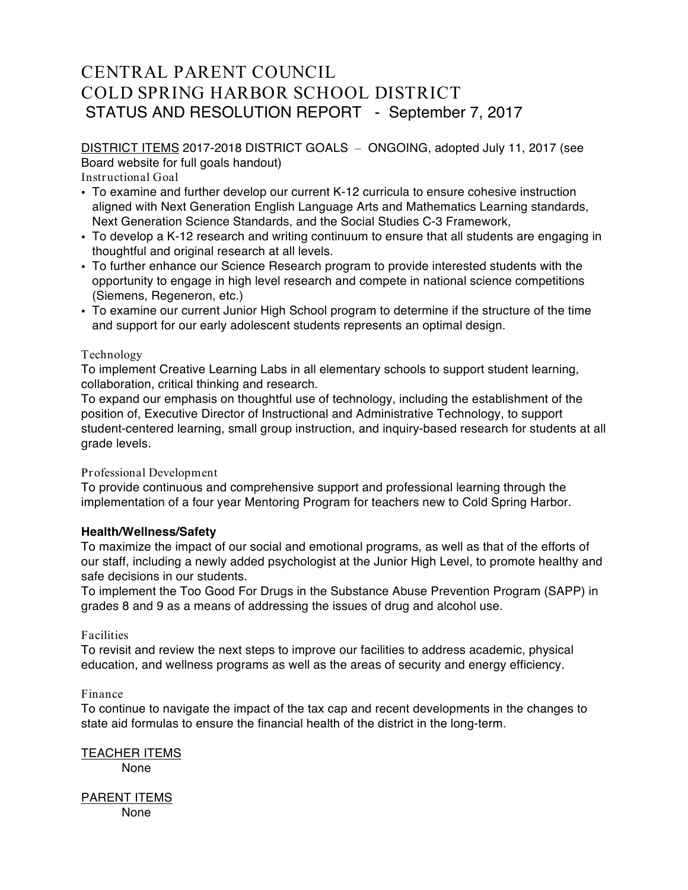# CENTRAL PARENT COUNCIL
# COLD SPRING HARBOR SCHOOL DISTRICT
## STATUS AND RESOLUTION REPORT - September 7, 2017

DISTRICT ITEMS 2017-2018 DISTRICT GOALS – ONGOING, adopted July 11, 2017 (see Board website for full goals handout)

Instructional Goal

- To examine and further develop our current K-12 curricula to ensure cohesive instruction aligned with Next Generation English Language Arts and Mathematics Learning standards, Next Generation Science Standards, and the Social Studies C-3 Framework,
- To develop a K-12 research and writing continuum to ensure that all students are engaging in thoughtful and original research at all levels.
- To further enhance our Science Research program to provide interested students with the opportunity to engage in high level research and compete in national science competitions (Siemens, Regeneron, etc.)
- To examine our current Junior High School program to determine if the structure of the time and support for our early adolescent students represents an optimal design.

Technology

To implement Creative Learning Labs in all elementary schools to support student learning, collaboration, critical thinking and research.

To expand our emphasis on thoughtful use of technology, including the establishment of the position of, Executive Director of Instructional and Administrative Technology, to support student-centered learning, small group instruction, and inquiry-based research for students at all grade levels.

Professional Development

To provide continuous and comprehensive support and professional learning through the implementation of a four year Mentoring Program for teachers new to Cold Spring Harbor.

**Health/Wellness/Safety**

To maximize the impact of our social and emotional programs, as well as that of the efforts of our staff, including a newly added psychologist at the Junior High Level, to promote healthy and safe decisions in our students.

To implement the Too Good For Drugs in the Substance Abuse Prevention Program (SAPP) in grades 8 and 9 as a means of addressing the issues of drug and alcohol use.

Facilities

To revisit and review the next steps to improve our facilities to address academic, physical education, and wellness programs as well as the areas of security and energy efficiency.

Finance

To continue to navigate the impact of the tax cap and recent developments in the changes to state aid formulas to ensure the financial health of the district in the long-term.

TEACHER ITEMS

None

PARENT ITEMS

None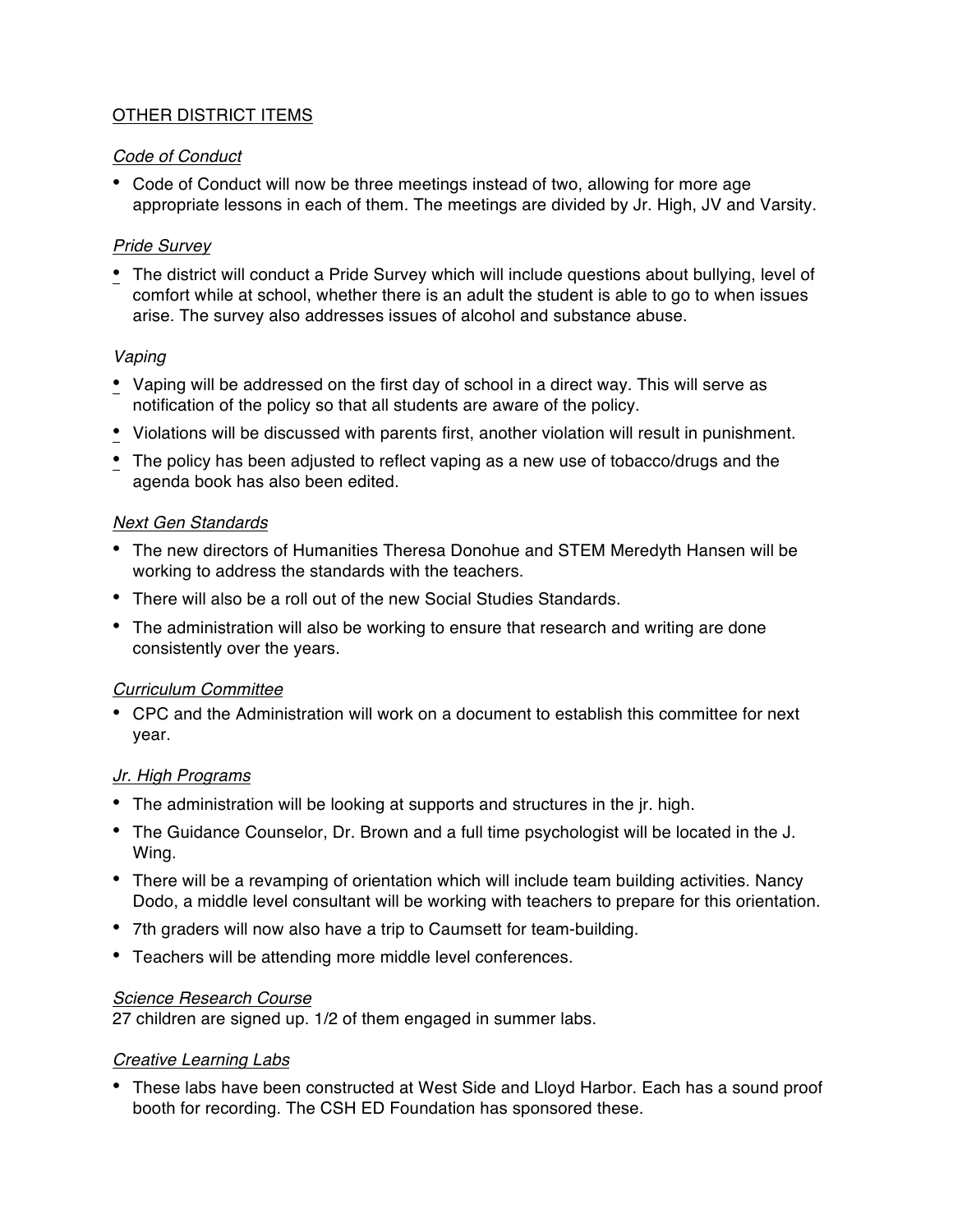## OTHER DISTRICT ITEMS

### *Code of Conduct*

- Code of Conduct will now be three meetings instead of two, allowing for more age appropriate lessons in each of them. The meetings are divided by Jr. High, JV and Varsity.

### *Pride Survey*

- The district will conduct a Pride Survey which will include questions about bullying, level of comfort while at school, whether there is an adult the student is able to go to when issues arise. The survey also addresses issues of alcohol and substance abuse.

### *Vaping*

- Vaping will be addressed on the first day of school in a direct way. This will serve as notification of the policy so that all students are aware of the policy.
- Violations will be discussed with parents first, another violation will result in punishment.
- The policy has been adjusted to reflect vaping as a new use of tobacco/drugs and the agenda book has also been edited.

### *Next Gen Standards*

- The new directors of Humanities Theresa Donohue and STEM Meredyth Hansen will be working to address the standards with the teachers.
- There will also be a roll out of the new Social Studies Standards.
- The administration will also be working to ensure that research and writing are done consistently over the years.

### *Curriculum Committee*

- CPC and the Administration will work on a document to establish this committee for next year.

### *Jr. High Programs*

- The administration will be looking at supports and structures in the jr. high.
- The Guidance Counselor, Dr. Brown and a full time psychologist will be located in the J. Wing.
- There will be a revamping of orientation which will include team building activities. Nancy Dodo, a middle level consultant will be working with teachers to prepare for this orientation.
- 7th graders will now also have a trip to Caumsett for team-building.
- Teachers will be attending more middle level conferences.

### *Science Research Course*

27 children are signed up. 1/2 of them engaged in summer labs.

### *Creative Learning Labs*

- These labs have been constructed at West Side and Lloyd Harbor. Each has a sound proof booth for recording. The CSH ED Foundation has sponsored these.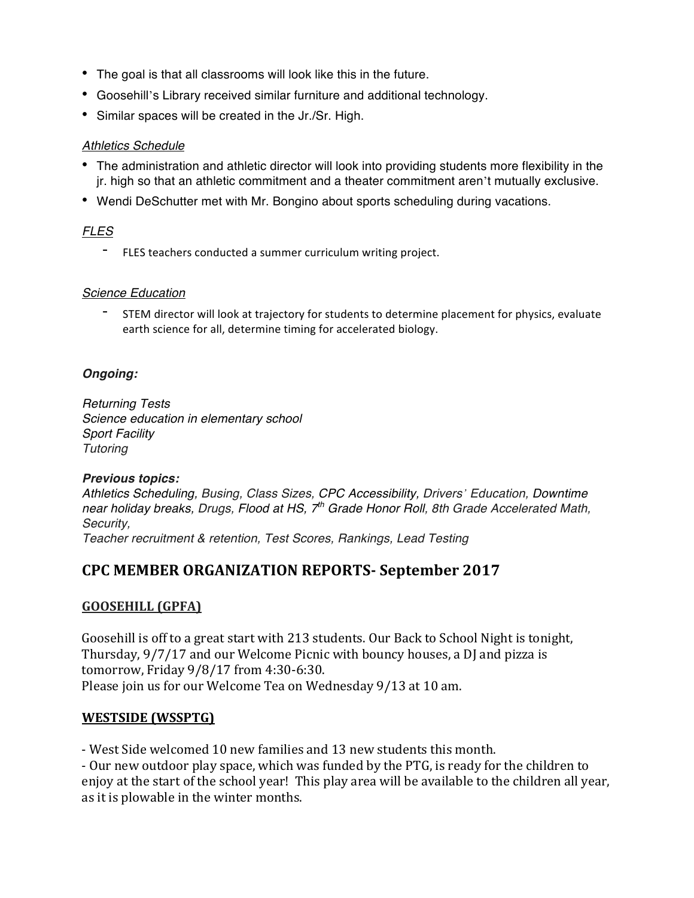- The goal is that all classrooms will look like this in the future.
- Goosehill's Library received similar furniture and additional technology.
- Similar spaces will be created in the Jr./Sr. High.

*Athletics Schedule*

- The administration and athletic director will look into providing students more flexibility in the jr. high so that an athletic commitment and a theater commitment aren't mutually exclusive.
- Wendi DeSchutter met with Mr. Bongino about sports scheduling during vacations.

*FLES*

- FLES teachers conducted a summer curriculum writing project.

*Science Education*

- STEM director will look at trajectory for students to determine placement for physics, evaluate earth science for all, determine timing for accelerated biology.

***Ongoing:***

*Returning Tests*
*Science education in elementary school*
*Sport Facility*
*Tutoring*

***Previous topics:***
*Athletics Scheduling, Busing, Class Sizes, CPC Accessibility, Drivers' Education, Downtime near holiday breaks, Drugs, Flood at HS, 7th Grade Honor Roll, 8th Grade Accelerated Math, Security,*
*Teacher recruitment & retention, Test Scores, Rankings, Lead Testing*

## CPC MEMBER ORGANIZATION REPORTS- September 2017

### GOOSEHILL (GPFA)

Goosehill is off to a great start with 213 students. Our Back to School Night is tonight, Thursday, 9/7/17 and our Welcome Picnic with bouncy houses, a DJ and pizza is tomorrow, Friday 9/8/17 from 4:30-6:30.
Please join us for our Welcome Tea on Wednesday 9/13 at 10 am.

### WESTSIDE (WSSPTG)

- West Side welcomed 10 new families and 13 new students this month.
- Our new outdoor play space, which was funded by the PTG, is ready for the children to enjoy at the start of the school year! This play area will be available to the children all year, as it is plowable in the winter months.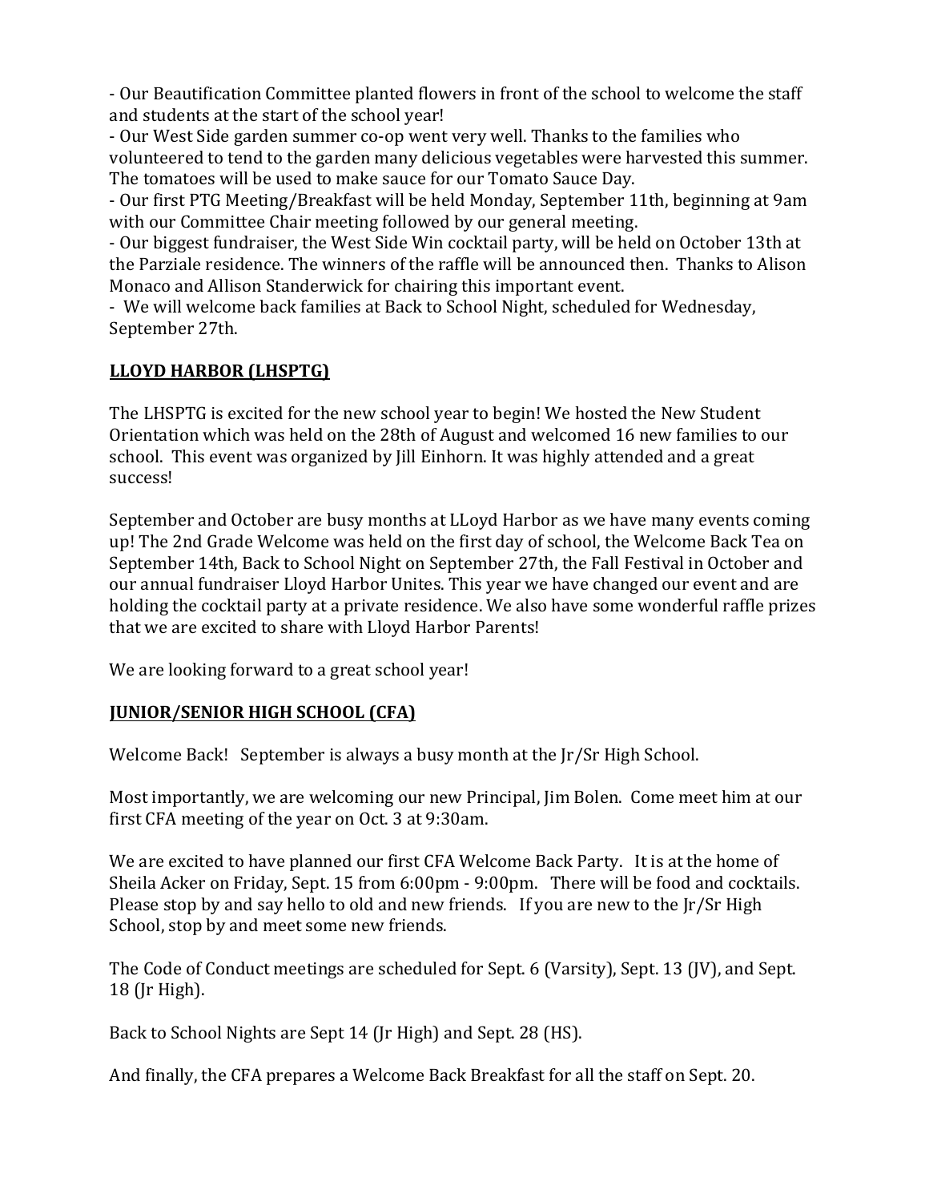- Our Beautification Committee planted flowers in front of the school to welcome the staff and students at the start of the school year!
- Our West Side garden summer co-op went very well. Thanks to the families who volunteered to tend to the garden many delicious vegetables were harvested this summer. The tomatoes will be used to make sauce for our Tomato Sauce Day.
- Our first PTG Meeting/Breakfast will be held Monday, September 11th, beginning at 9am with our Committee Chair meeting followed by our general meeting.
- Our biggest fundraiser, the West Side Win cocktail party, will be held on October 13th at the Parziale residence. The winners of the raffle will be announced then. Thanks to Alison Monaco and Allison Standerwick for chairing this important event.
- We will welcome back families at Back to School Night, scheduled for Wednesday, September 27th.

## **LLOYD HARBOR (LHSPTG)**

The LHSPTG is excited for the new school year to begin! We hosted the New Student Orientation which was held on the 28th of August and welcomed 16 new families to our school. This event was organized by Jill Einhorn. It was highly attended and a great success!

September and October are busy months at LLoyd Harbor as we have many events coming up! The 2nd Grade Welcome was held on the first day of school, the Welcome Back Tea on September 14th, Back to School Night on September 27th, the Fall Festival in October and our annual fundraiser Lloyd Harbor Unites. This year we have changed our event and are holding the cocktail party at a private residence. We also have some wonderful raffle prizes that we are excited to share with Lloyd Harbor Parents!

We are looking forward to a great school year!

## **JUNIOR/SENIOR HIGH SCHOOL (CFA)**

Welcome Back! September is always a busy month at the Jr/Sr High School.

Most importantly, we are welcoming our new Principal, Jim Bolen. Come meet him at our first CFA meeting of the year on Oct. 3 at 9:30am.

We are excited to have planned our first CFA Welcome Back Party. It is at the home of Sheila Acker on Friday, Sept. 15 from 6:00pm - 9:00pm. There will be food and cocktails. Please stop by and say hello to old and new friends. If you are new to the Jr/Sr High School, stop by and meet some new friends.

The Code of Conduct meetings are scheduled for Sept. 6 (Varsity), Sept. 13 (JV), and Sept. 18 (Jr High).

Back to School Nights are Sept 14 (Jr High) and Sept. 28 (HS).

And finally, the CFA prepares a Welcome Back Breakfast for all the staff on Sept. 20.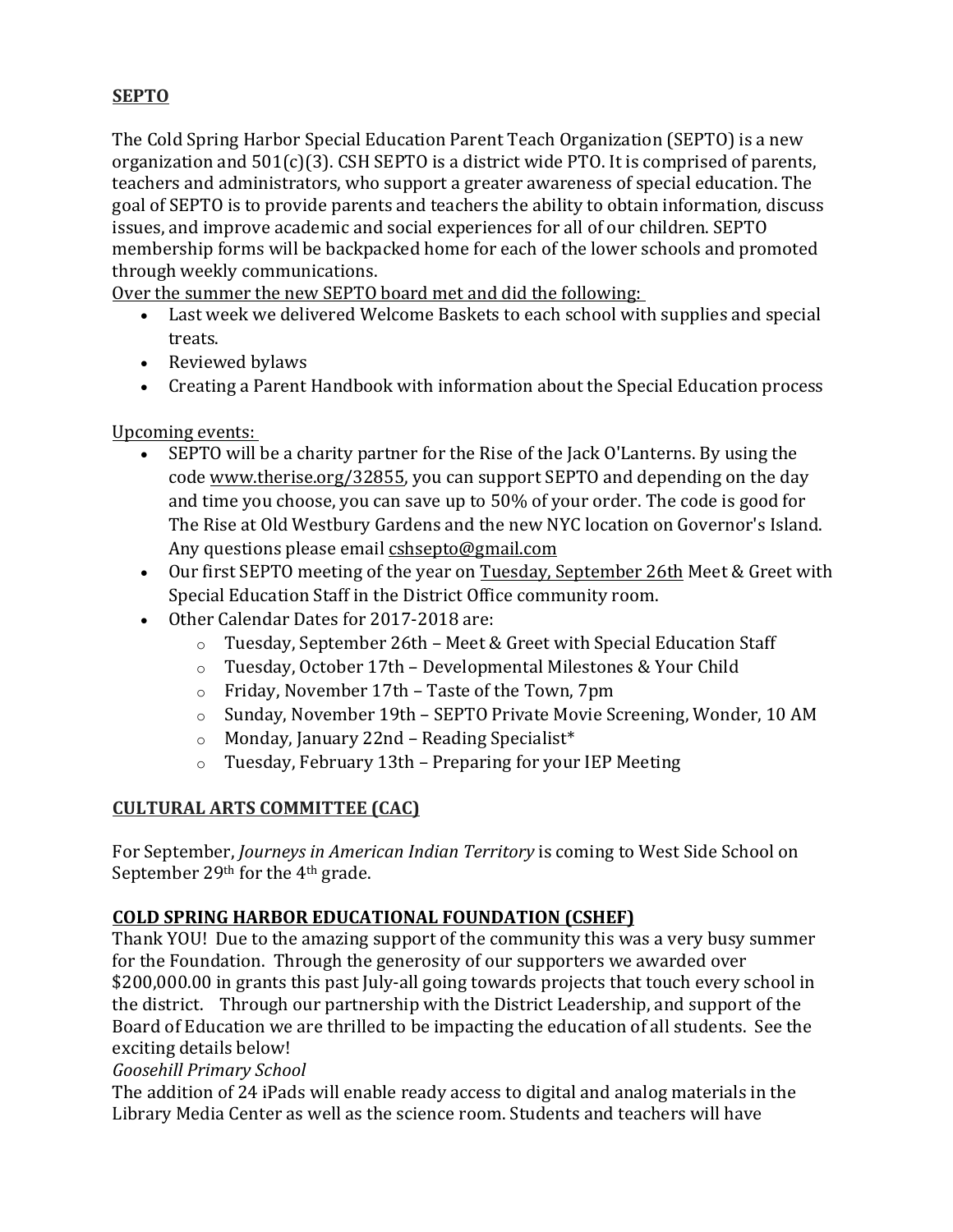**SEPTO**

The Cold Spring Harbor Special Education Parent Teach Organization (SEPTO) is a new organization and 501(c)(3). CSH SEPTO is a district wide PTO. It is comprised of parents, teachers and administrators, who support a greater awareness of special education. The goal of SEPTO is to provide parents and teachers the ability to obtain information, discuss issues, and improve academic and social experiences for all of our children. SEPTO membership forms will be backpacked home for each of the lower schools and promoted through weekly communications.

<u>Over the summer the new SEPTO board met and did the following:</u>

- Last week we delivered Welcome Baskets to each school with supplies and special treats.
- Reviewed bylaws
- Creating a Parent Handbook with information about the Special Education process

<u>Upcoming events:</u>

- SEPTO will be a charity partner for the Rise of the Jack O'Lanterns. By using the code www.therise.org/32855, you can support SEPTO and depending on the day and time you choose, you can save up to 50% of your order. The code is good for The Rise at Old Westbury Gardens and the new NYC location on Governor's Island. Any questions please email cshsepto@gmail.com
- Our first SEPTO meeting of the year on <u>Tuesday, September 26th</u> Meet & Greet with Special Education Staff in the District Office community room.
- Other Calendar Dates for 2017-2018 are:
  - Tuesday, September 26th – Meet & Greet with Special Education Staff
  - Tuesday, October 17th – Developmental Milestones & Your Child
  - Friday, November 17th – Taste of the Town, 7pm
  - Sunday, November 19th – SEPTO Private Movie Screening, Wonder, 10 AM
  - Monday, January 22nd – Reading Specialist*
  - Tuesday, February 13th – Preparing for your IEP Meeting

**CULTURAL ARTS COMMITTEE (CAC)**

For September, *Journeys in American Indian Territory* is coming to West Side School on September 29th for the 4th grade.

**COLD SPRING HARBOR EDUCATIONAL FOUNDATION (CSHEF)**

Thank YOU! Due to the amazing support of the community this was a very busy summer for the Foundation. Through the generosity of our supporters we awarded over $200,000.00 in grants this past July-all going towards projects that touch every school in the district. Through our partnership with the District Leadership, and support of the Board of Education we are thrilled to be impacting the education of all students. See the exciting details below!

*Goosehill Primary School*

The addition of 24 iPads will enable ready access to digital and analog materials in the Library Media Center as well as the science room. Students and teachers will have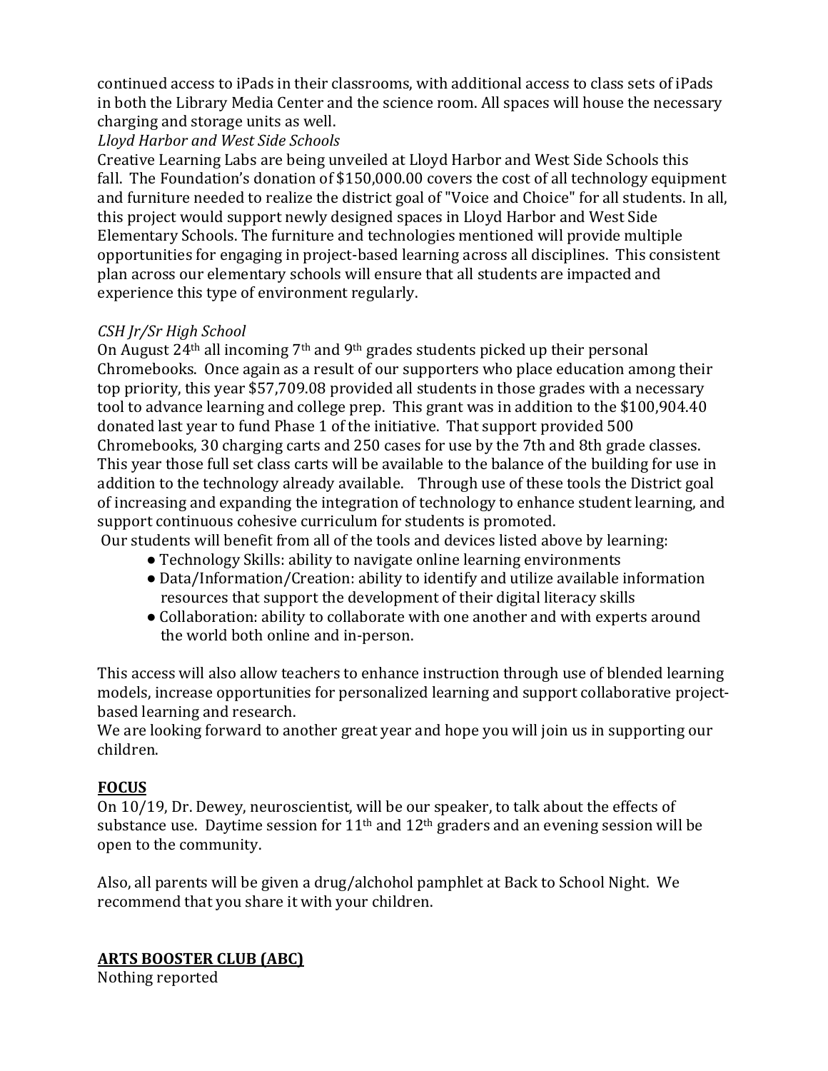continued access to iPads in their classrooms, with additional access to class sets of iPads in both the Library Media Center and the science room. All spaces will house the necessary charging and storage units as well.

*Lloyd Harbor and West Side Schools*

Creative Learning Labs are being unveiled at Lloyd Harbor and West Side Schools this fall. The Foundation's donation of $150,000.00 covers the cost of all technology equipment and furniture needed to realize the district goal of "Voice and Choice" for all students. In all, this project would support newly designed spaces in Lloyd Harbor and West Side Elementary Schools. The furniture and technologies mentioned will provide multiple opportunities for engaging in project-based learning across all disciplines. This consistent plan across our elementary schools will ensure that all students are impacted and experience this type of environment regularly.

*CSH Jr/Sr High School*

On August 24th all incoming 7th and 9th grades students picked up their personal Chromebooks. Once again as a result of our supporters who place education among their top priority, this year $57,709.08 provided all students in those grades with a necessary tool to advance learning and college prep. This grant was in addition to the $100,904.40 donated last year to fund Phase 1 of the initiative. That support provided 500 Chromebooks, 30 charging carts and 250 cases for use by the 7th and 8th grade classes. This year those full set class carts will be available to the balance of the building for use in addition to the technology already available. Through use of these tools the District goal of increasing and expanding the integration of technology to enhance student learning, and support continuous cohesive curriculum for students is promoted.

Our students will benefit from all of the tools and devices listed above by learning:

- Technology Skills: ability to navigate online learning environments
- Data/Information/Creation: ability to identify and utilize available information resources that support the development of their digital literacy skills
- Collaboration: ability to collaborate with one another and with experts around the world both online and in-person.

This access will also allow teachers to enhance instruction through use of blended learning models, increase opportunities for personalized learning and support collaborative project-based learning and research.

We are looking forward to another great year and hope you will join us in supporting our children.

**FOCUS**

On 10/19, Dr. Dewey, neuroscientist, will be our speaker, to talk about the effects of substance use. Daytime session for 11th and 12th graders and an evening session will be open to the community.

Also, all parents will be given a drug/alchohol pamphlet at Back to School Night. We recommend that you share it with your children.

**ARTS BOOSTER CLUB (ABC)**

Nothing reported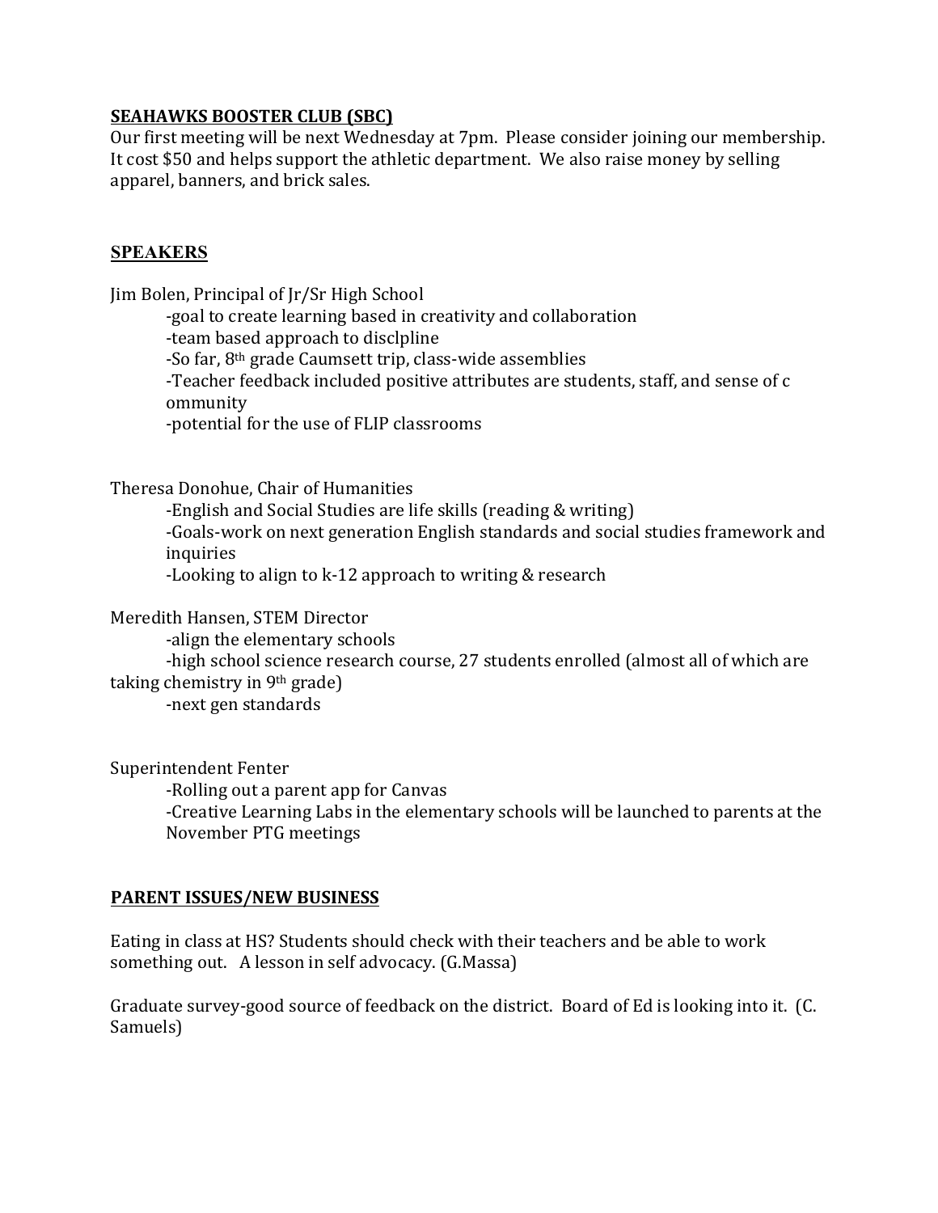**SEAHAWKS BOOSTER CLUB (SBC)**

Our first meeting will be next Wednesday at 7pm. Please consider joining our membership. It cost $50 and helps support the athletic department. We also raise money by selling apparel, banners, and brick sales.

**SPEAKERS**

Jim Bolen, Principal of Jr/Sr High School

- goal to create learning based in creativity and collaboration
- team based approach to disclpline
- So far, 8th grade Caumsett trip, class-wide assemblies
- Teacher feedback included positive attributes are students, staff, and sense of c ommunity
- potential for the use of FLIP classrooms

Theresa Donohue, Chair of Humanities

- English and Social Studies are life skills (reading & writing)
- Goals-work on next generation English standards and social studies framework and inquiries
- Looking to align to k-12 approach to writing & research

Meredith Hansen, STEM Director

- align the elementary schools
- high school science research course, 27 students enrolled (almost all of which are taking chemistry in 9th grade)
- next gen standards

Superintendent Fenter

- Rolling out a parent app for Canvas
- Creative Learning Labs in the elementary schools will be launched to parents at the November PTG meetings

**PARENT ISSUES/NEW BUSINESS**

Eating in class at HS? Students should check with their teachers and be able to work something out. A lesson in self advocacy. (G.Massa)

Graduate survey-good source of feedback on the district. Board of Ed is looking into it. (C. Samuels)